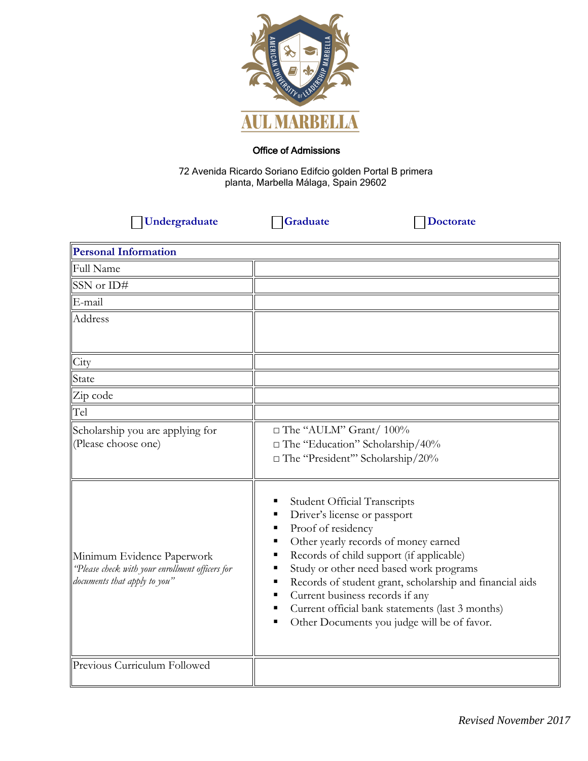# AUL MARBELLA

**Office of Admissions**

72 Avenida Ricardo Soriano Edifcio golden Portal B primera planta, Marbella Málaga, Spain 29602

☐ **Undergraduate** ☐ **Graduate** ☐ **Doctorate**

| **Personal Information** | |
|---|---|
| Full Name | |
| SSN or ID# | |
| E-mail | |
| Address | |
| City | |
| State | |
| Zip code | |
| Tel | |
| Scholarship you are applying for (Please choose one) | □ The "AULM" Grant/ 100%<br>□ The "Education" Scholarship/40%<br>□ The "President"' Scholarship/20% |
| Minimum Evidence Paperwork<br>*"Please check with your enrollment officers for documents that apply to you"* | ▪ Student Official Transcripts<br>▪ Driver's license or passport<br>▪ Proof of residency<br>▪ Other yearly records of money earned<br>▪ Records of child support (if applicable)<br>▪ Study or other need based work programs<br>▪ Records of student grant, scholarship and financial aids<br>▪ Current business records if any<br>▪ Current official bank statements (last 3 months)<br>▪ Other Documents you judge will be of favor. |
| Previous Curriculum Followed | |

*Revised November 2017*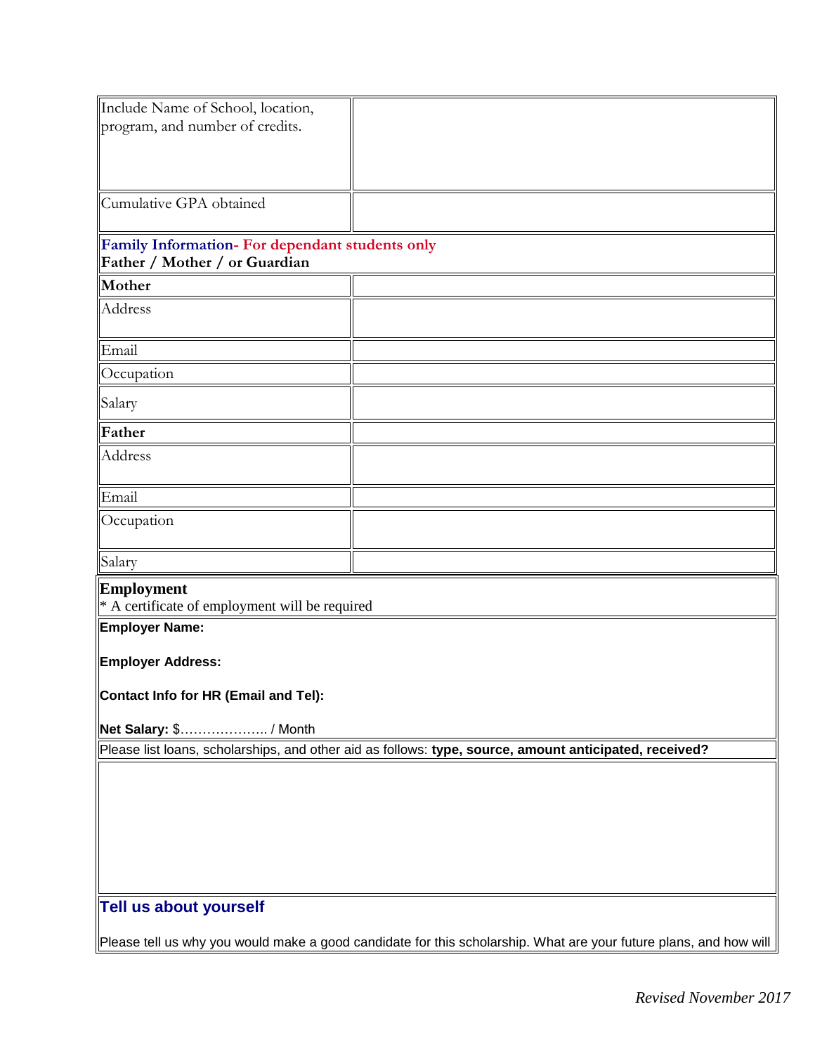| Include Name of School, location, program, and number of credits. | |
|---|---|
| Cumulative GPA obtained | |

**Family Information- For dependant students only**
**Father / Mother / or Guardian**

| **Mother** | |
|---|---|
| Address | |
| Email | |
| Occupation | |
| Salary | |
| **Father** | |
| Address | |
| Email | |
| Occupation | |
| Salary | |

**Employment**
\* A certificate of employment will be required

**Employer Name:**

**Employer Address:**

**Contact Info for HR (Email and Tel):**

**Net Salary:** $……………….. / Month

Please list loans, scholarships, and other aid as follows: **type, source, amount anticipated, received?**

## Tell us about yourself

Please tell us why you would make a good candidate for this scholarship. What are your future plans, and how will

*Revised November 2017*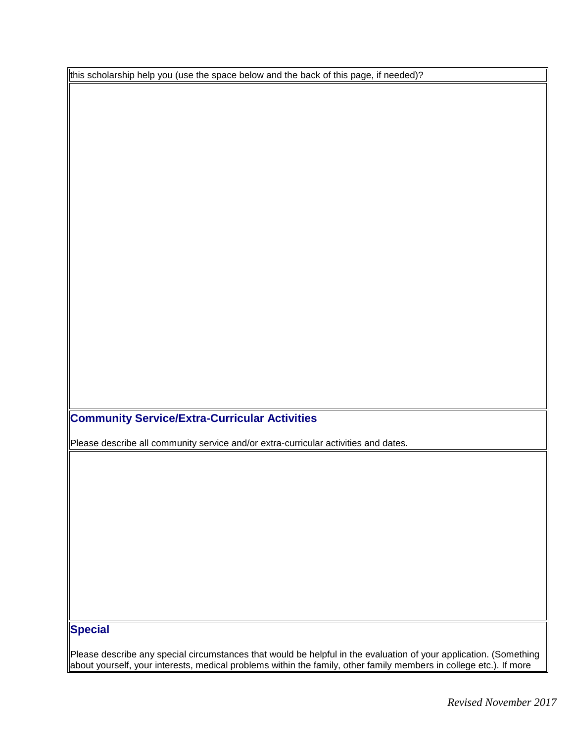this scholarship help you (use the space below and the back of this page, if needed)?

## Community Service/Extra-Curricular Activities

Please describe all community service and/or extra-curricular activities and dates.

## Special

Please describe any special circumstances that would be helpful in the evaluation of your application. (Something about yourself, your interests, medical problems within the family, other family members in college etc.). If more

*Revised November 2017*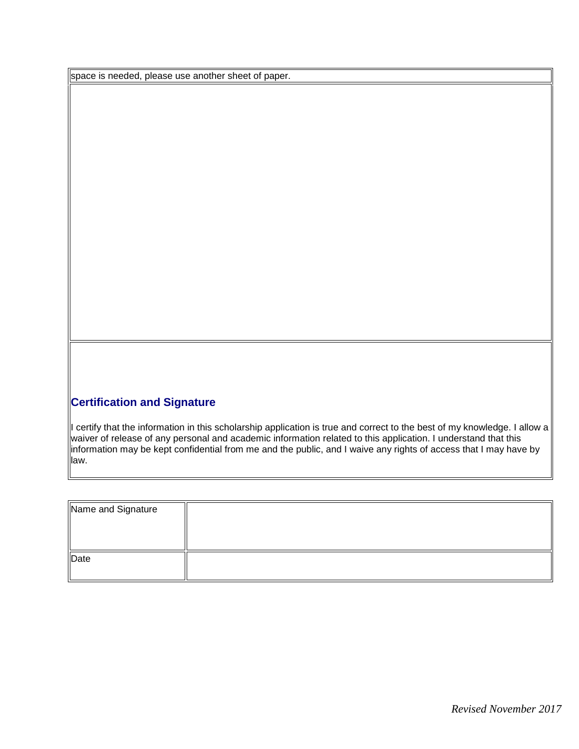space is needed, please use another sheet of paper.

## Certification and Signature

I certify that the information in this scholarship application is true and correct to the best of my knowledge. I allow a waiver of release of any personal and academic information related to this application. I understand that this information may be kept confidential from me and the public, and I waive any rights of access that I may have by law.

| | |
|---|---|
| Name and Signature | |
| Date | |

*Revised November 2017*